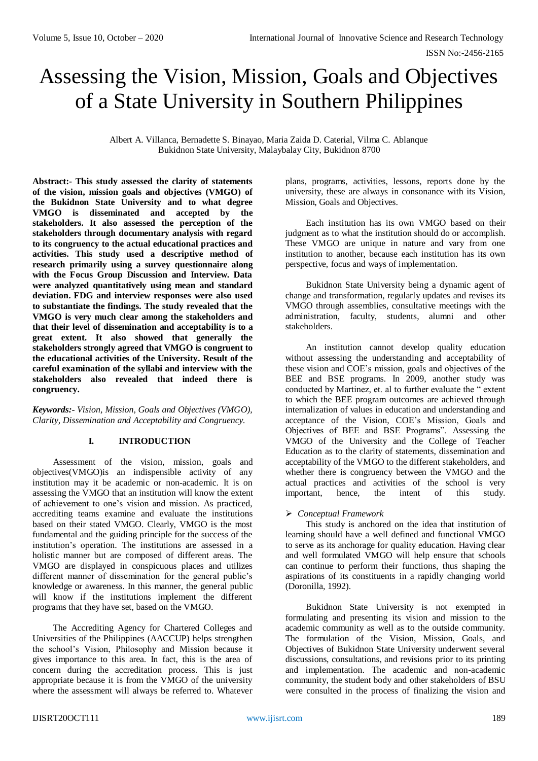# Assessing the Vision, Mission, Goals and Objectives of a State University in Southern Philippines

Albert A. Villanca, Bernadette S. Binayao, Maria Zaida D. Caterial, Vilma C. Ablanque
Bukidnon State University, Malaybalay City, Bukidnon 8700

**Abstract:- This study assessed the clarity of statements of the vision, mission goals and objectives (VMGO) of the Bukidnon State University and to what degree VMGO is disseminated and accepted by the stakeholders. It also assessed the perception of the stakeholders through documentary analysis with regard to its congruency to the actual educational practices and activities. This study used a descriptive method of research primarily using a survey questionnaire along with the Focus Group Discussion and Interview. Data were analyzed quantitatively using mean and standard deviation. FDG and interview responses were also used to substantiate the findings. The study revealed that the VMGO is very much clear among the stakeholders and that their level of dissemination and acceptability is to a great extent. It also showed that generally the stakeholders strongly agreed that VMGO is congruent to the educational activities of the University. Result of the careful examination of the syllabi and interview with the stakeholders also revealed that indeed there is congruency.**

***Keywords:-** Vision, Mission, Goals and Objectives (VMGO), Clarity, Dissemination and Acceptability and Congruency.*

## I. INTRODUCTION

Assessment of the vision, mission, goals and objectives(VMGO)is an indispensible activity of any institution may it be academic or non-academic. It is on assessing the VMGO that an institution will know the extent of achievement to one's vision and mission. As practiced, accrediting teams examine and evaluate the institutions based on their stated VMGO. Clearly, VMGO is the most fundamental and the guiding principle for the success of the institution's operation. The institutions are assessed in a holistic manner but are composed of different areas. The VMGO are displayed in conspicuous places and utilizes different manner of dissemination for the general public's knowledge or awareness. In this manner, the general public will know if the institutions implement the different programs that they have set, based on the VMGO.

The Accrediting Agency for Chartered Colleges and Universities of the Philippines (AACCUP) helps strengthen the school's Vision, Philosophy and Mission because it gives importance to this area. In fact, this is the area of concern during the accreditation process. This is just appropriate because it is from the VMGO of the university where the assessment will always be referred to. Whatever plans, programs, activities, lessons, reports done by the university, these are always in consonance with its Vision, Mission, Goals and Objectives.

Each institution has its own VMGO based on their judgment as to what the institution should do or accomplish. These VMGO are unique in nature and vary from one institution to another, because each institution has its own perspective, focus and ways of implementation.

Bukidnon State University being a dynamic agent of change and transformation, regularly updates and revises its VMGO through assemblies, consultative meetings with the administration, faculty, students, alumni and other stakeholders.

An institution cannot develop quality education without assessing the understanding and acceptability of these vision and COE's mission, goals and objectives of the BEE and BSE programs. In 2009, another study was conducted by Martinez, et. al to further evaluate the " extent to which the BEE program outcomes are achieved through internalization of values in education and understanding and acceptance of the Vision, COE's Mission, Goals and Objectives of BEE and BSE Programs". Assessing the VMGO of the University and the College of Teacher Education as to the clarity of statements, dissemination and acceptability of the VMGO to the different stakeholders, and whether there is congruency between the VMGO and the actual practices and activities of the school is very important, hence, the intent of this study.

### *Conceptual Framework*

This study is anchored on the idea that institution of learning should have a well defined and functional VMGO to serve as its anchorage for quality education. Having clear and well formulated VMGO will help ensure that schools can continue to perform their functions, thus shaping the aspirations of its constituents in a rapidly changing world (Doronilla, 1992).

Bukidnon State University is not exempted in formulating and presenting its vision and mission to the academic community as well as to the outside community. The formulation of the Vision, Mission, Goals, and Objectives of Bukidnon State University underwent several discussions, consultations, and revisions prior to its printing and implementation. The academic and non-academic community, the student body and other stakeholders of BSU were consulted in the process of finalizing the vision and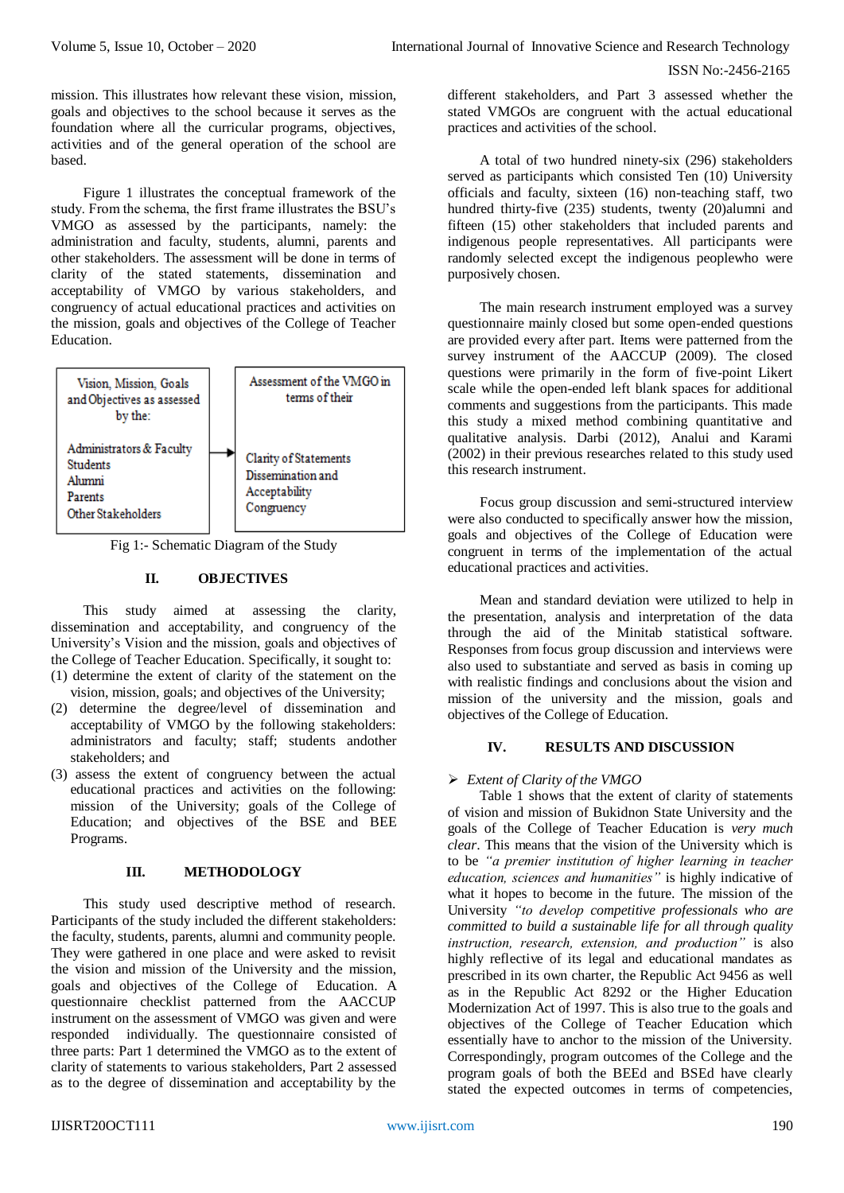mission. This illustrates how relevant these vision, mission, goals and objectives to the school because it serves as the foundation where all the curricular programs, objectives, activities and of the general operation of the school are based.

Figure 1 illustrates the conceptual framework of the study. From the schema, the first frame illustrates the BSU's VMGO as assessed by the participants, namely: the administration and faculty, students, alumni, parents and other stakeholders. The assessment will be done in terms of clarity of the stated statements, dissemination and acceptability of VMGO by various stakeholders, and congruency of actual educational practices and activities on the mission, goals and objectives of the College of Teacher Education.

| Vision, Mission, Goals and Objectives as assessed by the: | → | Assessment of the VMGO in terms of their |
|---|---|---|
| Administrators & Faculty<br>Students<br>Alumni<br>Parents<br>Other Stakeholders | | Clarity of Statements<br>Dissemination and<br>Acceptability<br>Congruency |

Fig 1:- Schematic Diagram of the Study

## II. OBJECTIVES

This study aimed at assessing the clarity, dissemination and acceptability, and congruency of the University's Vision and the mission, goals and objectives of the College of Teacher Education. Specifically, it sought to:

(1) determine the extent of clarity of the statement on the vision, mission, goals; and objectives of the University;
(2) determine the degree/level of dissemination and acceptability of VMGO by the following stakeholders: administrators and faculty; staff; students andother stakeholders; and
(3) assess the extent of congruency between the actual educational practices and activities on the following: mission of the University; goals of the College of Education; and objectives of the BSE and BEE Programs.

## III. METHODOLOGY

This study used descriptive method of research. Participants of the study included the different stakeholders: the faculty, students, parents, alumni and community people. They were gathered in one place and were asked to revisit the vision and mission of the University and the mission, goals and objectives of the College of Education. A questionnaire checklist patterned from the AACCUP instrument on the assessment of VMGO was given and were responded individually. The questionnaire consisted of three parts: Part 1 determined the VMGO as to the extent of clarity of statements to various stakeholders, Part 2 assessed as to the degree of dissemination and acceptability by the different stakeholders, and Part 3 assessed whether the stated VMGOs are congruent with the actual educational practices and activities of the school.

A total of two hundred ninety-six (296) stakeholders served as participants which consisted Ten (10) University officials and faculty, sixteen (16) non-teaching staff, two hundred thirty-five (235) students, twenty (20)alumni and fifteen (15) other stakeholders that included parents and indigenous people representatives. All participants were randomly selected except the indigenous peoplewho were purposively chosen.

The main research instrument employed was a survey questionnaire mainly closed but some open-ended questions are provided every after part. Items were patterned from the survey instrument of the AACCUP (2009). The closed questions were primarily in the form of five-point Likert scale while the open-ended left blank spaces for additional comments and suggestions from the participants. This made this study a mixed method combining quantitative and qualitative analysis. Darbi (2012), Analui and Karami (2002) in their previous researches related to this study used this research instrument.

Focus group discussion and semi-structured interview were also conducted to specifically answer how the mission, goals and objectives of the College of Education were congruent in terms of the implementation of the actual educational practices and activities.

Mean and standard deviation were utilized to help in the presentation, analysis and interpretation of the data through the aid of the Minitab statistical software. Responses from focus group discussion and interviews were also used to substantiate and served as basis in coming up with realistic findings and conclusions about the vision and mission of the university and the mission, goals and objectives of the College of Education.

## IV. RESULTS AND DISCUSSION

➢ *Extent of Clarity of the VMGO*

Table 1 shows that the extent of clarity of statements of vision and mission of Bukidnon State University and the goals of the College of Teacher Education is *very much clear*. This means that the vision of the University which is to be *"a premier institution of higher learning in teacher education, sciences and humanities"* is highly indicative of what it hopes to become in the future. The mission of the University *"to develop competitive professionals who are committed to build a sustainable life for all through quality instruction, research, extension, and production"* is also highly reflective of its legal and educational mandates as prescribed in its own charter, the Republic Act 9456 as well as in the Republic Act 8292 or the Higher Education Modernization Act of 1997. This is also true to the goals and objectives of the College of Teacher Education which essentially have to anchor to the mission of the University. Correspondingly, program outcomes of the College and the program goals of both the BEEd and BSEd have clearly stated the expected outcomes in terms of competencies,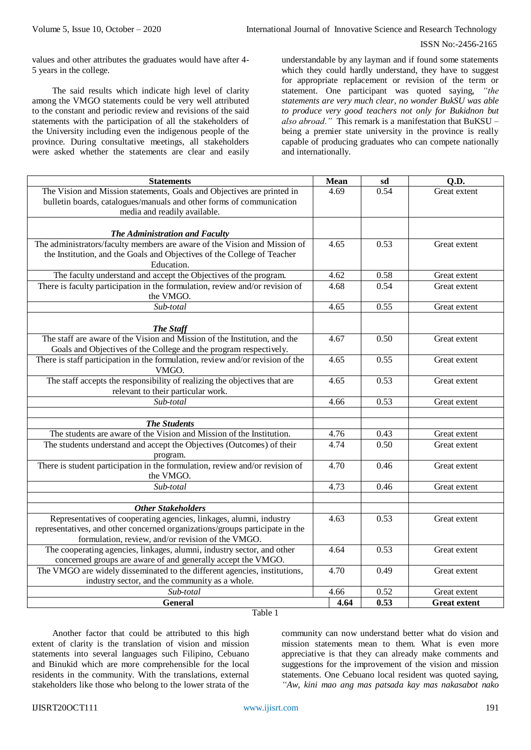values and other attributes the graduates would have after 4-5 years in the college.

The said results which indicate high level of clarity among the VMGO statements could be very well attributed to the constant and periodic review and revisions of the said statements with the participation of all the stakeholders of the University including even the indigenous people of the province. During consultative meetings, all stakeholders were asked whether the statements are clear and easily understandable by any layman and if found some statements which they could hardly understand, they have to suggest for appropriate replacement or revision of the term or statement. One participant was quoted saying, *"the statements are very much clear, no wonder BukSU was able to produce very good teachers not only for Bukidnon but also abroad."* This remark is a manifestation that BuKSU – being a premier state university in the province is really capable of producing graduates who can compete nationally and internationally.

| Statements | Mean | sd | Q.D. |
|---|---|---|---|
| The Vision and Mission statements, Goals and Objectives are printed in bulletin boards, catalogues/manuals and other forms of communication media and readily available. | 4.69 | 0.54 | Great extent |
| ***The Administration and Faculty*** | | | |
| The administrators/faculty members are aware of the Vision and Mission of the Institution, and the Goals and Objectives of the College of Teacher Education. | 4.65 | 0.53 | Great extent |
| The faculty understand and accept the Objectives of the program. | 4.62 | 0.58 | Great extent |
| There is faculty participation in the formulation, review and/or revision of the VMGO. | 4.68 | 0.54 | Great extent |
| *Sub-total* | 4.65 | 0.55 | Great extent |
| ***The Staff*** | | | |
| The staff are aware of the Vision and Mission of the Institution, and the Goals and Objectives of the College and the program respectively. | 4.67 | 0.50 | Great extent |
| There is staff participation in the formulation, review and/or revision of the VMGO. | 4.65 | 0.55 | Great extent |
| The staff accepts the responsibility of realizing the objectives that are relevant to their particular work. | 4.65 | 0.53 | Great extent |
| *Sub-total* | 4.66 | 0.53 | Great extent |
| ***The Students*** | | | |
| The students are aware of the Vision and Mission of the Institution. | 4.76 | 0.43 | Great extent |
| The students understand and accept the Objectives (Outcomes) of their program. | 4.74 | 0.50 | Great extent |
| There is student participation in the formulation, review and/or revision of the VMGO. | 4.70 | 0.46 | Great extent |
| *Sub-total* | 4.73 | 0.46 | Great extent |
| ***Other Stakeholders*** | | | |
| Representatives of cooperating agencies, linkages, alumni, industry representatives, and other concerned organizations/groups participate in the formulation, review, and/or revision of the VMGO. | 4.63 | 0.53 | Great extent |
| The cooperating agencies, linkages, alumni, industry sector, and other concerned groups are aware of and generally accept the VMGO. | 4.64 | 0.53 | Great extent |
| The VMGO are widely disseminated to the different agencies, institutions, industry sector, and the community as a whole. | 4.70 | 0.49 | Great extent |
| *Sub-total* | 4.66 | 0.52 | Great extent |
| **General** | **4.64** | **0.53** | **Great extent** |

Table 1

Another factor that could be attributed to this high extent of clarity is the translation of vision and mission statements into several languages such Filipino, Cebuano and Binukid which are more comprehensible for the local residents in the community. With the translations, external stakeholders like those who belong to the lower strata of the community can now understand better what do vision and mission statements mean to them. What is even more appreciative is that they can already make comments and suggestions for the improvement of the vision and mission statements. One Cebuano local resident was quoted saying, *"Aw, kini mao ang mas patsada kay mas nakasabot nako*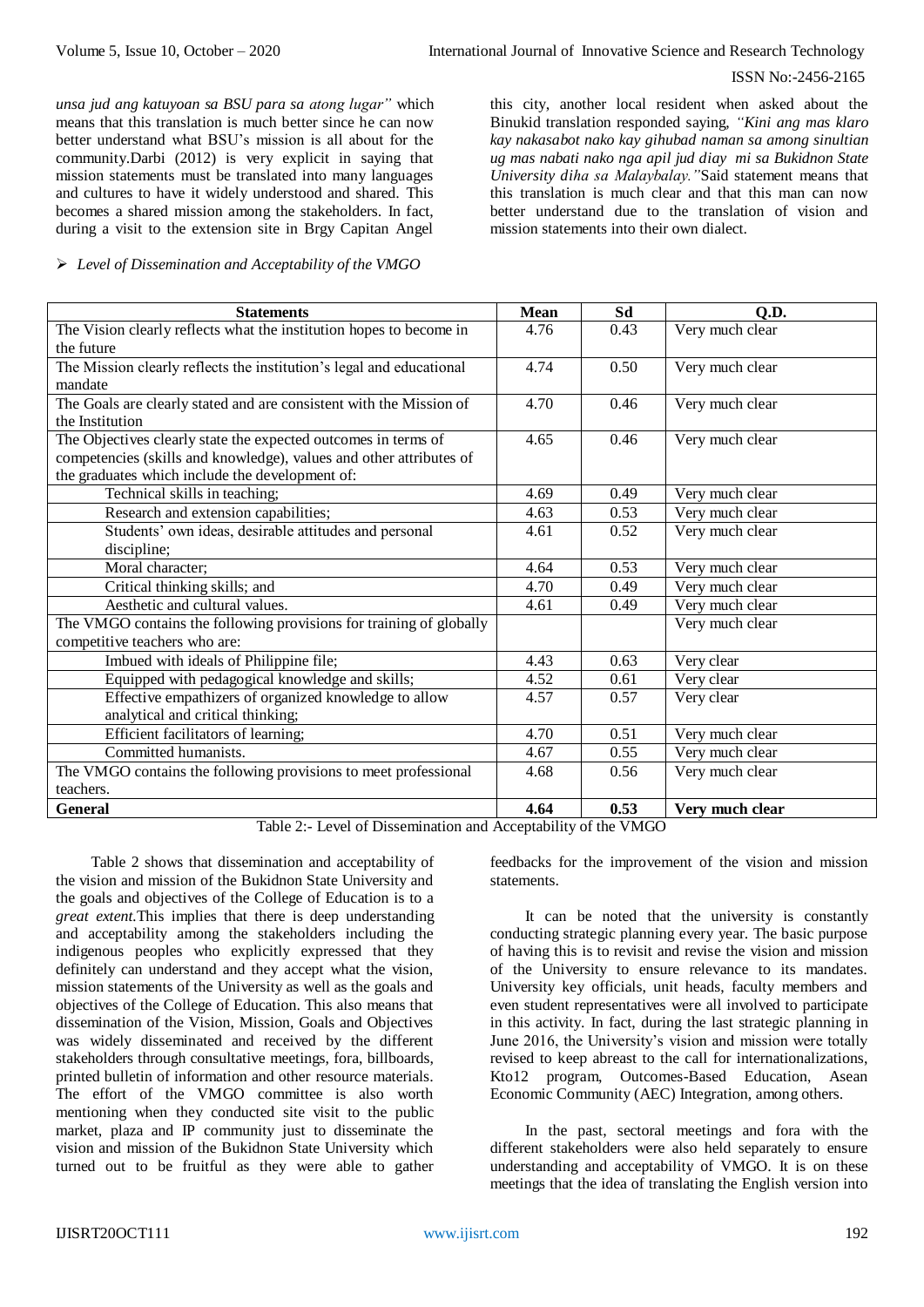*unsa jud ang katuyoan sa BSU para sa atong lugar"* which means that this translation is much better since he can now better understand what BSU's mission is all about for the community.Darbi (2012) is very explicit in saying that mission statements must be translated into many languages and cultures to have it widely understood and shared. This becomes a shared mission among the stakeholders. In fact, during a visit to the extension site in Brgy Capitan Angel this city, another local resident when asked about the Binukid translation responded saying, *"Kini ang mas klaro kay nakasabot nako kay gihubad naman sa among sinultian ug mas nabati nako nga apil jud diay mi sa Bukidnon State University diha sa Malaybalay."*Said statement means that this translation is much clear and that this man can now better understand due to the translation of vision and mission statements into their own dialect.

- *Level of Dissemination and Acceptability of the VMGO*

| Statements | Mean | Sd | Q.D. |
|---|---|---|---|
| The Vision clearly reflects what the institution hopes to become in the future | 4.76 | 0.43 | Very much clear |
| The Mission clearly reflects the institution's legal and educational mandate | 4.74 | 0.50 | Very much clear |
| The Goals are clearly stated and are consistent with the Mission of the Institution | 4.70 | 0.46 | Very much clear |
| The Objectives clearly state the expected outcomes in terms of competencies (skills and knowledge), values and other attributes of the graduates which include the development of: | 4.65 | 0.46 | Very much clear |
| Technical skills in teaching; | 4.69 | 0.49 | Very much clear |
| Research and extension capabilities; | 4.63 | 0.53 | Very much clear |
| Students' own ideas, desirable attitudes and personal discipline; | 4.61 | 0.52 | Very much clear |
| Moral character; | 4.64 | 0.53 | Very much clear |
| Critical thinking skills; and | 4.70 | 0.49 | Very much clear |
| Aesthetic and cultural values. | 4.61 | 0.49 | Very much clear |
| The VMGO contains the following provisions for training of globally competitive teachers who are: | | | Very much clear |
| Imbued with ideals of Philippine file; | 4.43 | 0.63 | Very clear |
| Equipped with pedagogical knowledge and skills; | 4.52 | 0.61 | Very clear |
| Effective empathizers of organized knowledge to allow analytical and critical thinking; | 4.57 | 0.57 | Very clear |
| Efficient facilitators of learning; | 4.70 | 0.51 | Very much clear |
| Committed humanists. | 4.67 | 0.55 | Very much clear |
| The VMGO contains the following provisions to meet professional teachers. | 4.68 | 0.56 | Very much clear |
| **General** | **4.64** | **0.53** | **Very much clear** |

Table 2:- Level of Dissemination and Acceptability of the VMGO

Table 2 shows that dissemination and acceptability of the vision and mission of the Bukidnon State University and the goals and objectives of the College of Education is to a *great extent*.This implies that there is deep understanding and acceptability among the stakeholders including the indigenous peoples who explicitly expressed that they definitely can understand and they accept what the vision, mission statements of the University as well as the goals and objectives of the College of Education. This also means that dissemination of the Vision, Mission, Goals and Objectives was widely disseminated and received by the different stakeholders through consultative meetings, fora, billboards, printed bulletin of information and other resource materials. The effort of the VMGO committee is also worth mentioning when they conducted site visit to the public market, plaza and IP community just to disseminate the vision and mission of the Bukidnon State University which turned out to be fruitful as they were able to gather feedbacks for the improvement of the vision and mission statements.

It can be noted that the university is constantly conducting strategic planning every year. The basic purpose of having this is to revisit and revise the vision and mission of the University to ensure relevance to its mandates. University key officials, unit heads, faculty members and even student representatives were all involved to participate in this activity. In fact, during the last strategic planning in June 2016, the University's vision and mission were totally revised to keep abreast to the call for internationalizations, Kto12 program, Outcomes-Based Education, Asean Economic Community (AEC) Integration, among others.

In the past, sectoral meetings and fora with the different stakeholders were also held separately to ensure understanding and acceptability of VMGO. It is on these meetings that the idea of translating the English version into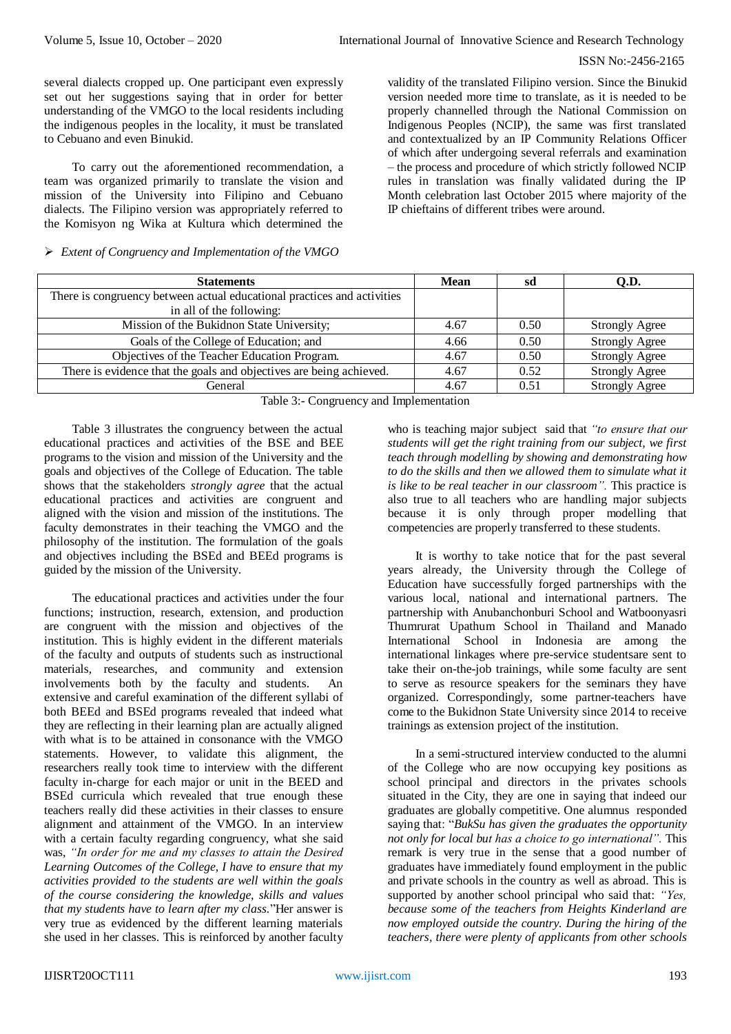several dialects cropped up. One participant even expressly set out her suggestions saying that in order for better understanding of the VMGO to the local residents including the indigenous peoples in the locality, it must be translated to Cebuano and even Binukid.

To carry out the aforementioned recommendation, a team was organized primarily to translate the vision and mission of the University into Filipino and Cebuano dialects. The Filipino version was appropriately referred to the Komisyon ng Wika at Kultura which determined the validity of the translated Filipino version. Since the Binukid version needed more time to translate, as it is needed to be properly channelled through the National Commission on Indigenous Peoples (NCIP), the same was first translated and contextualized by an IP Community Relations Officer of which after undergoing several referrals and examination – the process and procedure of which strictly followed NCIP rules in translation was finally validated during the IP Month celebration last October 2015 where majority of the IP chieftains of different tribes were around.

- *Extent of Congruency and Implementation of the VMGO*

| Statements | Mean | sd | Q.D. |
|---|---|---|---|
| There is congruency between actual educational practices and activities in all of the following: | | | |
| Mission of the Bukidnon State University; | 4.67 | 0.50 | Strongly Agree |
| Goals of the College of Education; and | 4.66 | 0.50 | Strongly Agree |
| Objectives of the Teacher Education Program. | 4.67 | 0.50 | Strongly Agree |
| There is evidence that the goals and objectives are being achieved. | 4.67 | 0.52 | Strongly Agree |
| General | 4.67 | 0.51 | Strongly Agree |

Table 3:- Congruency and Implementation

Table 3 illustrates the congruency between the actual educational practices and activities of the BSE and BEE programs to the vision and mission of the University and the goals and objectives of the College of Education. The table shows that the stakeholders *strongly agree* that the actual educational practices and activities are congruent and aligned with the vision and mission of the institutions. The faculty demonstrates in their teaching the VMGO and the philosophy of the institution. The formulation of the goals and objectives including the BSEd and BEEd programs is guided by the mission of the University.

The educational practices and activities under the four functions; instruction, research, extension, and production are congruent with the mission and objectives of the institution. This is highly evident in the different materials of the faculty and outputs of students such as instructional materials, researches, and community and extension involvements both by the faculty and students. An extensive and careful examination of the different syllabi of both BEEd and BSEd programs revealed that indeed what they are reflecting in their learning plan are actually aligned with what is to be attained in consonance with the VMGO statements. However, to validate this alignment, the researchers really took time to interview with the different faculty in-charge for each major or unit in the BEED and BSEd curricula which revealed that true enough these teachers really did these activities in their classes to ensure alignment and attainment of the VMGO. In an interview with a certain faculty regarding congruency, what she said was, *"In order for me and my classes to attain the Desired Learning Outcomes of the College, I have to ensure that my activities provided to the students are well within the goals of the course considering the knowledge, skills and values that my students have to learn after my class.*"Her answer is very true as evidenced by the different learning materials she used in her classes. This is reinforced by another faculty who is teaching major subject said that *"to ensure that our students will get the right training from our subject, we first teach through modelling by showing and demonstrating how to do the skills and then we allowed them to simulate what it is like to be real teacher in our classroom".* This practice is also true to all teachers who are handling major subjects because it is only through proper modelling that competencies are properly transferred to these students.

It is worthy to take notice that for the past several years already, the University through the College of Education have successfully forged partnerships with the various local, national and international partners. The partnership with Anubanchonburi School and Watboonyasri Thumrurat Upathum School in Thailand and Manado International School in Indonesia are among the international linkages where pre-service studentsare sent to take their on-the-job trainings, while some faculty are sent to serve as resource speakers for the seminars they have organized. Correspondingly, some partner-teachers have come to the Bukidnon State University since 2014 to receive trainings as extension project of the institution.

In a semi-structured interview conducted to the alumni of the College who are now occupying key positions as school principal and directors in the privates schools situated in the City, they are one in saying that indeed our graduates are globally competitive. One alumnus responded saying that: "*BukSu has given the graduates the opportunity not only for local but has a choice to go international".* This remark is very true in the sense that a good number of graduates have immediately found employment in the public and private schools in the country as well as abroad. This is supported by another school principal who said that: *"Yes, because some of the teachers from Heights Kinderland are now employed outside the country. During the hiring of the teachers, there were plenty of applicants from other schools*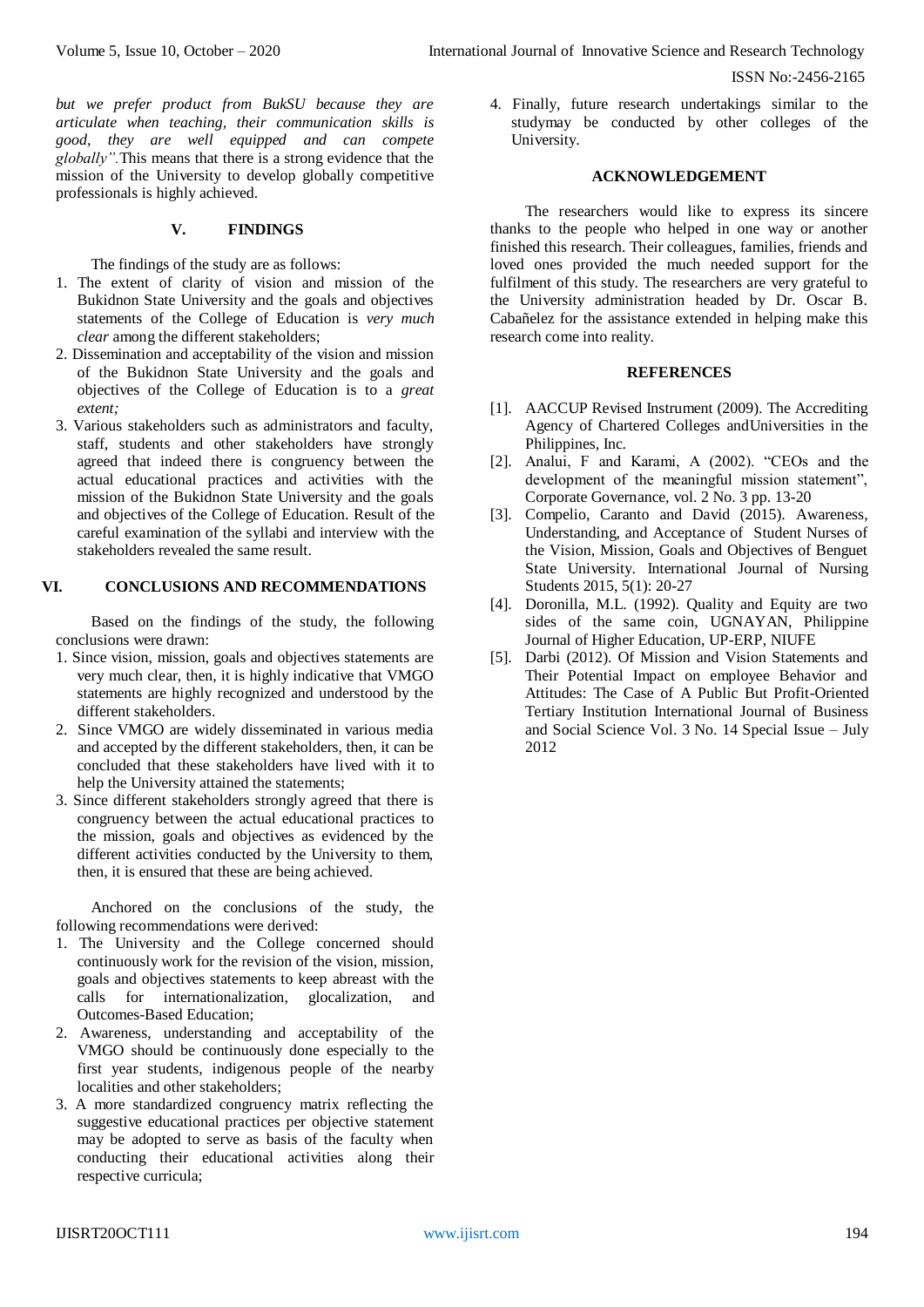*but we prefer product from BukSU because they are articulate when teaching, their communication skills is good, they are well equipped and can compete globally".* This means that there is a strong evidence that the mission of the University to develop globally competitive professionals is highly achieved.

## V. FINDINGS

The findings of the study are as follows:

1. The extent of clarity of vision and mission of the Bukidnon State University and the goals and objectives statements of the College of Education is *very much clear* among the different stakeholders;
2. Dissemination and acceptability of the vision and mission of the Bukidnon State University and the goals and objectives of the College of Education is to a *great extent;*
3. Various stakeholders such as administrators and faculty, staff, students and other stakeholders have strongly agreed that indeed there is congruency between the actual educational practices and activities with the mission of the Bukidnon State University and the goals and objectives of the College of Education. Result of the careful examination of the syllabi and interview with the stakeholders revealed the same result.

## VI. CONCLUSIONS AND RECOMMENDATIONS

Based on the findings of the study, the following conclusions were drawn:

1. Since vision, mission, goals and objectives statements are very much clear, then, it is highly indicative that VMGO statements are highly recognized and understood by the different stakeholders.
2. Since VMGO are widely disseminated in various media and accepted by the different stakeholders, then, it can be concluded that these stakeholders have lived with it to help the University attained the statements;
3. Since different stakeholders strongly agreed that there is congruency between the actual educational practices to the mission, goals and objectives as evidenced by the different activities conducted by the University to them, then, it is ensured that these are being achieved.

Anchored on the conclusions of the study, the following recommendations were derived:

1. The University and the College concerned should continuously work for the revision of the vision, mission, goals and objectives statements to keep abreast with the calls for internationalization, glocalization, and Outcomes-Based Education;
2. Awareness, understanding and acceptability of the VMGO should be continuously done especially to the first year students, indigenous people of the nearby localities and other stakeholders;
3. A more standardized congruency matrix reflecting the suggestive educational practices per objective statement may be adopted to serve as basis of the faculty when conducting their educational activities along their respective curricula;
4. Finally, future research undertakings similar to the studymay be conducted by other colleges of the University.

## ACKNOWLEDGEMENT

The researchers would like to express its sincere thanks to the people who helped in one way or another finished this research. Their colleagues, families, friends and loved ones provided the much needed support for the fulfilment of this study. The researchers are very grateful to the University administration headed by Dr. Oscar B. Cabañelez for the assistance extended in helping make this research come into reality.

## REFERENCES

[1]. AACCUP Revised Instrument (2009). The Accrediting Agency of Chartered Colleges andUniversities in the Philippines, Inc.

[2]. Analui, F and Karami, A (2002). "CEOs and the development of the meaningful mission statement", Corporate Governance, vol. 2 No. 3 pp. 13-20

[3]. Compelio, Caranto and David (2015). Awareness, Understanding, and Acceptance of Student Nurses of the Vision, Mission, Goals and Objectives of Benguet State University. International Journal of Nursing Students 2015, 5(1): 20-27

[4]. Doronilla, M.L. (1992). Quality and Equity are two sides of the same coin, UGNAYAN, Philippine Journal of Higher Education, UP-ERP, NIUFE

[5]. Darbi (2012). Of Mission and Vision Statements and Their Potential Impact on employee Behavior and Attitudes: The Case of A Public But Profit-Oriented Tertiary Institution International Journal of Business and Social Science Vol. 3 No. 14 Special Issue – July 2012